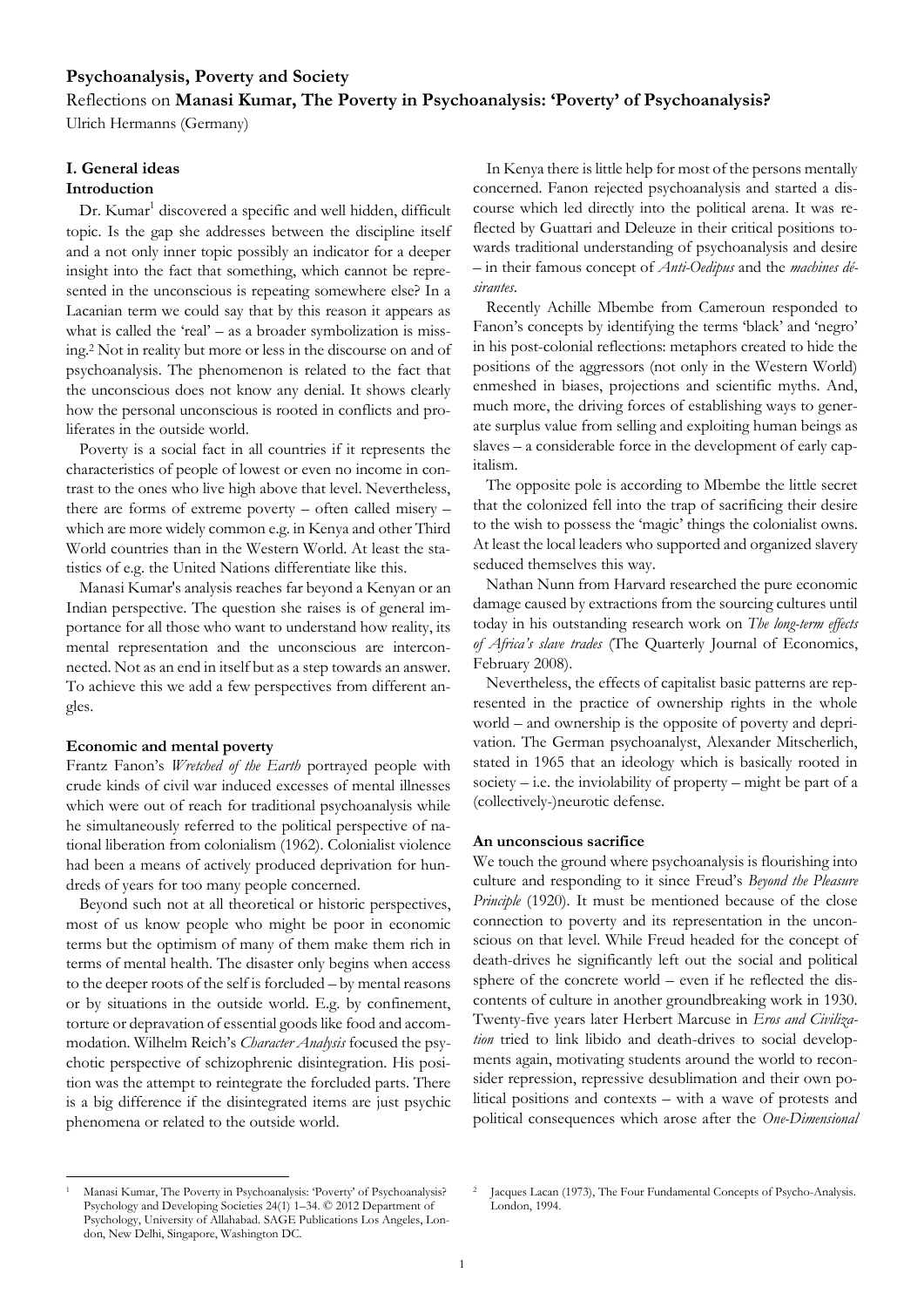**Psychoanalysis, Poverty and Society**

Reflections on **Manasi Kumar, The Poverty in Psychoanalysis: 'Poverty' of Psychoanalysis?**

Ulrich Hermanns (Germany)

## I. General ideas

### Introduction

Dr. Kumar[1] discovered a specific and well hidden, difficult topic. Is the gap she addresses between the discipline itself and a not only inner topic possibly an indicator for a deeper insight into the fact that something, which cannot be represented in the unconscious is repeating somewhere else? In a Lacanian term we could say that by this reason it appears as what is called the 'real' – as a broader symbolization is missing.[2] Not in reality but more or less in the discourse on and of psychoanalysis. The phenomenon is related to the fact that the unconscious does not know any denial. It shows clearly how the personal unconscious is rooted in conflicts and proliferates in the outside world.

Poverty is a social fact in all countries if it represents the characteristics of people of lowest or even no income in contrast to the ones who live high above that level. Nevertheless, there are forms of extreme poverty – often called misery – which are more widely common e.g. in Kenya and other Third World countries than in the Western World. At least the statistics of e.g. the United Nations differentiate like this.

Manasi Kumar's analysis reaches far beyond a Kenyan or an Indian perspective. The question she raises is of general importance for all those who want to understand how reality, its mental representation and the unconscious are interconnected. Not as an end in itself but as a step towards an answer. To achieve this we add a few perspectives from different angles.

### Economic and mental poverty

Frantz Fanon's *Wretched of the Earth* portrayed people with crude kinds of civil war induced excesses of mental illnesses which were out of reach for traditional psychoanalysis while he simultaneously referred to the political perspective of national liberation from colonialism (1962). Colonialist violence had been a means of actively produced deprivation for hundreds of years for too many people concerned.

Beyond such not at all theoretical or historic perspectives, most of us know people who might be poor in economic terms but the optimism of many of them make them rich in terms of mental health. The disaster only begins when access to the deeper roots of the self is forcluded – by mental reasons or by situations in the outside world. E.g. by confinement, torture or depravation of essential goods like food and accommodation. Wilhelm Reich's *Character Analysis* focused the psychotic perspective of schizophrenic disintegration. His position was the attempt to reintegrate the forcluded parts. There is a big difference if the disintegrated items are just psychic phenomena or related to the outside world.

In Kenya there is little help for most of the persons mentally concerned. Fanon rejected psychoanalysis and started a discourse which led directly into the political arena. It was reflected by Guattari and Deleuze in their critical positions towards traditional understanding of psychoanalysis and desire – in their famous concept of *Anti-Oedipus* and the *machines désirantes*.

Recently Achille Mbembe from Cameroun responded to Fanon's concepts by identifying the terms 'black' and 'negro' in his post-colonial reflections: metaphors created to hide the positions of the aggressors (not only in the Western World) enmeshed in biases, projections and scientific myths. And, much more, the driving forces of establishing ways to generate surplus value from selling and exploiting human beings as slaves – a considerable force in the development of early capitalism.

The opposite pole is according to Mbembe the little secret that the colonized fell into the trap of sacrificing their desire to the wish to possess the 'magic' things the colonialist owns. At least the local leaders who supported and organized slavery seduced themselves this way.

Nathan Nunn from Harvard researched the pure economic damage caused by extractions from the sourcing cultures until today in his outstanding research work on *The long-term effects of Africa's slave trades* (The Quarterly Journal of Economics, February 2008).

Nevertheless, the effects of capitalist basic patterns are represented in the practice of ownership rights in the whole world – and ownership is the opposite of poverty and deprivation. The German psychoanalyst, Alexander Mitscherlich, stated in 1965 that an ideology which is basically rooted in society – i.e. the inviolability of property – might be part of a (collectively-)neurotic defense.

### An unconscious sacrifice

We touch the ground where psychoanalysis is flourishing into culture and responding to it since Freud's *Beyond the Pleasure Principle* (1920). It must be mentioned because of the close connection to poverty and its representation in the unconscious on that level. While Freud headed for the concept of death-drives he significantly left out the social and political sphere of the concrete world – even if he reflected the discontents of culture in another groundbreaking work in 1930. Twenty-five years later Herbert Marcuse in *Eros and Civilization* tried to link libido and death-drives to social developments again, motivating students around the world to reconsider repression, repressive desublimation and their own political positions and contexts – with a wave of protests and political consequences which arose after the *One-Dimensional*

---

[1] Manasi Kumar, The Poverty in Psychoanalysis: 'Poverty' of Psychoanalysis? Psychology and Developing Societies 24(1) 1–34. © 2012 Department of Psychology, University of Allahabad. SAGE Publications Los Angeles, London, New Delhi, Singapore, Washington DC.

[2] Jacques Lacan (1973), The Four Fundamental Concepts of Psycho-Analysis. London, 1994.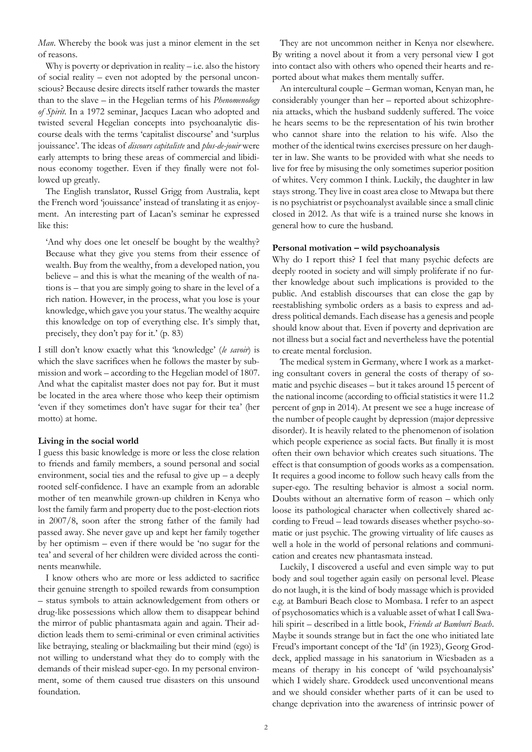*Man*. Whereby the book was just a minor element in the set of reasons.

Why is poverty or deprivation in reality – i.e. also the history of social reality – even not adopted by the personal unconscious? Because desire directs itself rather towards the master than to the slave – in the Hegelian terms of his *Phenomenology of Spirit*. In a 1972 seminar, Jacques Lacan who adopted and twisted several Hegelian concepts into psychoanalytic discourse deals with the terms 'capitalist discourse' and 'surplus jouissance'. The ideas of *discours capitaliste* and *plus-de-jouir* were early attempts to bring these areas of commercial and libidinous economy together. Even if they finally were not followed up greatly.

The English translator, Russel Grigg from Australia, kept the French word 'jouissance' instead of translating it as enjoyment. An interesting part of Lacan's seminar he expressed like this:

> 'And why does one let oneself be bought by the wealthy? Because what they give you stems from their essence of wealth. Buy from the wealthy, from a developed nation, you believe – and this is what the meaning of the wealth of nations is – that you are simply going to share in the level of a rich nation. However, in the process, what you lose is your knowledge, which gave you your status. The wealthy acquire this knowledge on top of everything else. It's simply that, precisely, they don't pay for it.' (p. 83)

I still don't know exactly what this 'knowledge' (*le savoir*) is which the slave sacrifices when he follows the master by submission and work – according to the Hegelian model of 1807. And what the capitalist master does not pay for. But it must be located in the area where those who keep their optimism 'even if they sometimes don't have sugar for their tea' (her motto) at home.

**Living in the social world**

I guess this basic knowledge is more or less the close relation to friends and family members, a sound personal and social environment, social ties and the refusal to give up – a deeply rooted self-confidence. I have an example from an adorable mother of ten meanwhile grown-up children in Kenya who lost the family farm and property due to the post-election riots in 2007/8, soon after the strong father of the family had passed away. She never gave up and kept her family together by her optimism – even if there would be 'no sugar for the tea' and several of her children were divided across the continents meanwhile.

I know others who are more or less addicted to sacrifice their genuine strength to spoiled rewards from consumption – status symbols to attain acknowledgement from others or drug-like possessions which allow them to disappear behind the mirror of public phantasmata again and again. Their addiction leads them to semi-criminal or even criminal activities like betraying, stealing or blackmailing but their mind (ego) is not willing to understand what they do to comply with the demands of their mislead super-ego. In my personal environment, some of them caused true disasters on this unsound foundation.

They are not uncommon neither in Kenya nor elsewhere. By writing a novel about it from a very personal view I got into contact also with others who opened their hearts and reported about what makes them mentally suffer.

An intercultural couple – German woman, Kenyan man, he considerably younger than her – reported about schizophrenia attacks, which the husband suddenly suffered. The voice he hears seems to be the representation of his twin brother who cannot share into the relation to his wife. Also the mother of the identical twins exercises pressure on her daughter in law. She wants to be provided with what she needs to live for free by misusing the only sometimes superior position of whites. Very common I think. Luckily, the daughter in law stays strong. They live in coast area close to Mtwapa but there is no psychiatrist or psychoanalyst available since a small clinic closed in 2012. As that wife is a trained nurse she knows in general how to cure the husband.

**Personal motivation – wild psychoanalysis**

Why do I report this? I feel that many psychic defects are deeply rooted in society and will simply proliferate if no further knowledge about such implications is provided to the public. And establish discourses that can close the gap by reestablishing symbolic orders as a basis to express and address political demands. Each disease has a genesis and people should know about that. Even if poverty and deprivation are not illness but a social fact and nevertheless have the potential to create mental forclusion.

The medical system in Germany, where I work as a marketing consultant covers in general the costs of therapy of somatic and psychic diseases – but it takes around 15 percent of the national income (according to official statistics it were 11.2 percent of gnp in 2014). At present we see a huge increase of the number of people caught by depression (major depressive disorder). It is heavily related to the phenomenon of isolation which people experience as social facts. But finally it is most often their own behavior which creates such situations. The effect is that consumption of goods works as a compensation. It requires a good income to follow such heavy calls from the super-ego. The resulting behavior is almost a social norm. Doubts without an alternative form of reason – which only loose its pathological character when collectively shared according to Freud – lead towards diseases whether psycho-somatic or just psychic. The growing virtuality of life causes as well a hole in the world of personal relations and communication and creates new phantasmata instead.

Luckily, I discovered a useful and even simple way to put body and soul together again easily on personal level. Please do not laugh, it is the kind of body massage which is provided e.g. at Bamburi Beach close to Mombasa. I refer to an aspect of psychosomatics which is a valuable asset of what I call Swahili spirit – described in a little book, *Friends at Bamburi Beach*. Maybe it sounds strange but in fact the one who initiated late Freud's important concept of the 'Id' (in 1923), Georg Groddeck, applied massage in his sanatorium in Wiesbaden as a means of therapy in his concept of 'wild psychoanalysis' which I widely share. Groddeck used unconventional means and we should consider whether parts of it can be used to change deprivation into the awareness of intrinsic power of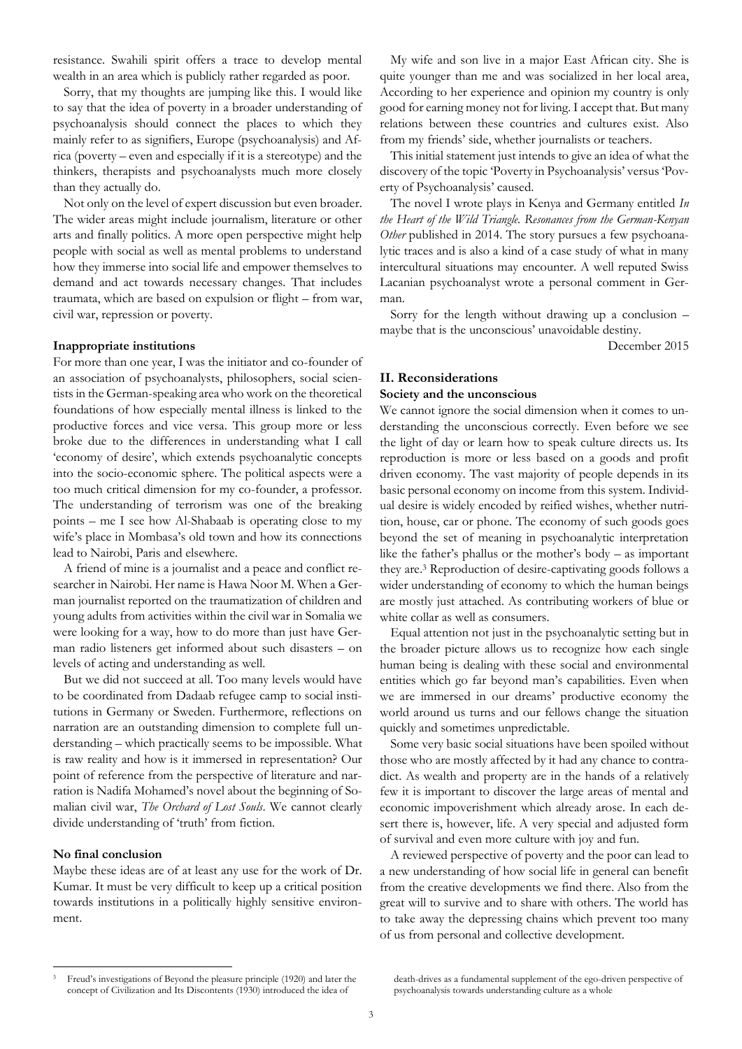resistance. Swahili spirit offers a trace to develop mental wealth in an area which is publicly rather regarded as poor.

Sorry, that my thoughts are jumping like this. I would like to say that the idea of poverty in a broader understanding of psychoanalysis should connect the places to which they mainly refer to as signifiers, Europe (psychoanalysis) and Africa (poverty – even and especially if it is a stereotype) and the thinkers, therapists and psychoanalysts much more closely than they actually do.

Not only on the level of expert discussion but even broader. The wider areas might include journalism, literature or other arts and finally politics. A more open perspective might help people with social as well as mental problems to understand how they immerse into social life and empower themselves to demand and act towards necessary changes. That includes traumata, which are based on expulsion or flight – from war, civil war, repression or poverty.

**Inappropriate institutions**

For more than one year, I was the initiator and co-founder of an association of psychoanalysts, philosophers, social scientists in the German-speaking area who work on the theoretical foundations of how especially mental illness is linked to the productive forces and vice versa. This group more or less broke due to the differences in understanding what I call 'economy of desire', which extends psychoanalytic concepts into the socio-economic sphere. The political aspects were a too much critical dimension for my co-founder, a professor. The understanding of terrorism was one of the breaking points – me I see how Al-Shabaab is operating close to my wife's place in Mombasa's old town and how its connections lead to Nairobi, Paris and elsewhere.

A friend of mine is a journalist and a peace and conflict researcher in Nairobi. Her name is Hawa Noor M. When a German journalist reported on the traumatization of children and young adults from activities within the civil war in Somalia we were looking for a way, how to do more than just have German radio listeners get informed about such disasters – on levels of acting and understanding as well.

But we did not succeed at all. Too many levels would have to be coordinated from Dadaab refugee camp to social institutions in Germany or Sweden. Furthermore, reflections on narration are an outstanding dimension to complete full understanding – which practically seems to be impossible. What is raw reality and how is it immersed in representation? Our point of reference from the perspective of literature and narration is Nadifa Mohamed's novel about the beginning of Somalian civil war, *The Orchard of Lost Souls*. We cannot clearly divide understanding of 'truth' from fiction.

**No final conclusion**

Maybe these ideas are of at least any use for the work of Dr. Kumar. It must be very difficult to keep up a critical position towards institutions in a politically highly sensitive environment.

My wife and son live in a major East African city. She is quite younger than me and was socialized in her local area, According to her experience and opinion my country is only good for earning money not for living. I accept that. But many relations between these countries and cultures exist. Also from my friends' side, whether journalists or teachers.

This initial statement just intends to give an idea of what the discovery of the topic 'Poverty in Psychoanalysis' versus 'Poverty of Psychoanalysis' caused.

The novel I wrote plays in Kenya and Germany entitled *In the Heart of the Wild Triangle. Resonances from the German-Kenyan Other* published in 2014. The story pursues a few psychoanalytic traces and is also a kind of a case study of what in many intercultural situations may encounter. A well reputed Swiss Lacanian psychoanalyst wrote a personal comment in German.

Sorry for the length without drawing up a conclusion – maybe that is the unconscious' unavoidable destiny.

December 2015

## II. Reconsiderations

**Society and the unconscious**

We cannot ignore the social dimension when it comes to understanding the unconscious correctly. Even before we see the light of day or learn how to speak culture directs us. Its reproduction is more or less based on a goods and profit driven economy. The vast majority of people depends in its basic personal economy on income from this system. Individual desire is widely encoded by reified wishes, whether nutrition, house, car or phone. The economy of such goods goes beyond the set of meaning in psychoanalytic interpretation like the father's phallus or the mother's body – as important they are.[3] Reproduction of desire-captivating goods follows a wider understanding of economy to which the human beings are mostly just attached. As contributing workers of blue or white collar as well as consumers.

Equal attention not just in the psychoanalytic setting but in the broader picture allows us to recognize how each single human being is dealing with these social and environmental entities which go far beyond man's capabilities. Even when we are immersed in our dreams' productive economy the world around us turns and our fellows change the situation quickly and sometimes unpredictable.

Some very basic social situations have been spoiled without those who are mostly affected by it had any chance to contradict. As wealth and property are in the hands of a relatively few it is important to discover the large areas of mental and economic impoverishment which already arose. In each desert there is, however, life. A very special and adjusted form of survival and even more culture with joy and fun.

A reviewed perspective of poverty and the poor can lead to a new understanding of how social life in general can benefit from the creative developments we find there. Also from the great will to survive and to share with others. The world has to take away the depressing chains which prevent too many of us from personal and collective development.

---

[3] Freud's investigations of Beyond the pleasure principle (1920) and later the concept of Civilization and Its Discontents (1930) introduced the idea of death-drives as a fundamental supplement of the ego-driven perspective of psychoanalysis towards understanding culture as a whole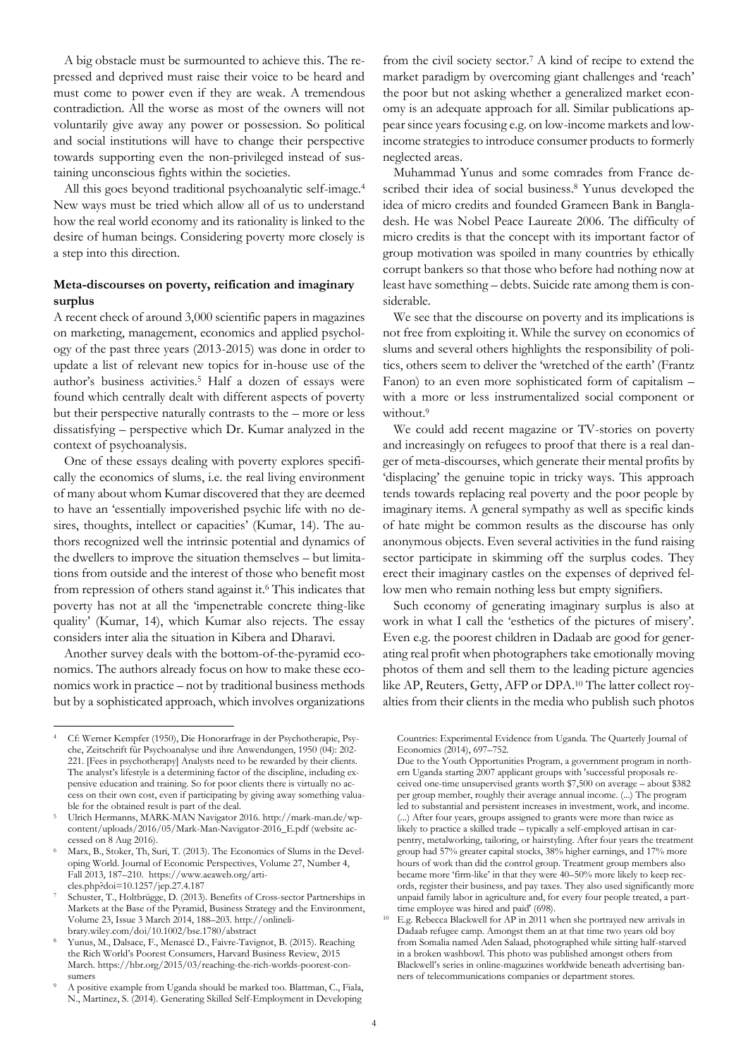A big obstacle must be surmounted to achieve this. The repressed and deprived must raise their voice to be heard and must come to power even if they are weak. A tremendous contradiction. All the worse as most of the owners will not voluntarily give away any power or possession. So political and social institutions will have to change their perspective towards supporting even the non-privileged instead of sustaining unconscious fights within the societies.

All this goes beyond traditional psychoanalytic self-image.[4] New ways must be tried which allow all of us to understand how the real world economy and its rationality is linked to the desire of human beings. Considering poverty more closely is a step into this direction.

### Meta-discourses on poverty, reification and imaginary surplus

A recent check of around 3,000 scientific papers in magazines on marketing, management, economics and applied psychology of the past three years (2013-2015) was done in order to update a list of relevant new topics for in-house use of the author's business activities.[5] Half a dozen of essays were found which centrally dealt with different aspects of poverty but their perspective naturally contrasts to the – more or less dissatisfying – perspective which Dr. Kumar analyzed in the context of psychoanalysis.

One of these essays dealing with poverty explores specifically the economics of slums, i.e. the real living environment of many about whom Kumar discovered that they are deemed to have an 'essentially impoverished psychic life with no desires, thoughts, intellect or capacities' (Kumar, 14). The authors recognized well the intrinsic potential and dynamics of the dwellers to improve the situation themselves – but limitations from outside and the interest of those who benefit most from repression of others stand against it.[6] This indicates that poverty has not at all the 'impenetrable concrete thing-like quality' (Kumar, 14), which Kumar also rejects. The essay considers inter alia the situation in Kibera and Dharavi.

Another survey deals with the bottom-of-the-pyramid economics. The authors already focus on how to make these economics work in practice – not by traditional business methods but by a sophisticated approach, which involves organizations from the civil society sector.[7] A kind of recipe to extend the market paradigm by overcoming giant challenges and 'reach' the poor but not asking whether a generalized market economy is an adequate approach for all. Similar publications appear since years focusing e.g. on low-income markets and low-income strategies to introduce consumer products to formerly neglected areas.

Muhammad Yunus and some comrades from France described their idea of social business.[8] Yunus developed the idea of micro credits and founded Grameen Bank in Bangladesh. He was Nobel Peace Laureate 2006. The difficulty of micro credits is that the concept with its important factor of group motivation was spoiled in many countries by ethically corrupt bankers so that those who before had nothing now at least have something – debts. Suicide rate among them is considerable.

We see that the discourse on poverty and its implications is not free from exploiting it. While the survey on economics of slums and several others highlights the responsibility of politics, others seem to deliver the 'wretched of the earth' (Frantz Fanon) to an even more sophisticated form of capitalism – with a more or less instrumentalized social component or without.[9]

We could add recent magazine or TV-stories on poverty and increasingly on refugees to proof that there is a real danger of meta-discourses, which generate their mental profits by 'displacing' the genuine topic in tricky ways. This approach tends towards replacing real poverty and the poor people by imaginary items. A general sympathy as well as specific kinds of hate might be common results as the discourse has only anonymous objects. Even several activities in the fund raising sector participate in skimming off the surplus codes. They erect their imaginary castles on the expenses of deprived fellow men who remain nothing less but empty signifiers.

Such economy of generating imaginary surplus is also at work in what I call the 'esthetics of the pictures of misery'. Even e.g. the poorest children in Dadaab are good for generating real profit when photographers take emotionally moving photos of them and sell them to the leading picture agencies like AP, Reuters, Getty, AFP or DPA.[10] The latter collect royalties from their clients in the media who publish such photos

---

[4] Cf: Werner Kempfer (1950), Die Honorarfrage in der Psychotherapie, Psyche, Zeitschrift für Psychoanalyse und ihre Anwendungen, 1950 (04): 202-221. [Fees in psychotherapy] Analysts need to be rewarded by their clients. The analyst's lifestyle is a determining factor of the discipline, including expensive education and training. So for poor clients there is virtually no access on their own cost, even if participating by giving away something valuable for the obtained result is part of the deal.

[5] Ulrich Hermanns, MARK-MAN Navigator 2016. http://mark-man.de/wp-content/uploads/2016/05/Mark-Man-Navigator-2016_E.pdf (website accessed on 8 Aug 2016).

[6] Marx, B., Stoker, Th, Suri, T. (2013). The Economics of Slums in the Developing World. Journal of Economic Perspectives, Volume 27, Number 4, Fall 2013, 187–210. https://www.aeaweb.org/articles.php?doi=10.1257/jep.27.4.187

[7] Schuster, T., Holtbrügge, D. (2013). Benefits of Cross-sector Partnerships in Markets at the Base of the Pyramid, Business Strategy and the Environment, Volume 23, Issue 3 March 2014, 188–203. http://onlinelibrary.wiley.com/doi/10.1002/bse.1780/abstract

[8] Yunus, M., Dalsace, F., Menascé D., Faivre-Tavignot, B. (2015). Reaching the Rich World's Poorest Consumers, Harvard Business Review, 2015 March. https://hbr.org/2015/03/reaching-the-rich-worlds-poorest-consumers

[9] A positive example from Uganda should be marked too. Blattman, C., Fiala, N., Martinez, S. (2014). Generating Skilled Self-Employment in Developing Countries: Experimental Evidence from Uganda. The Quarterly Journal of Economics (2014), 697–752.
Due to the Youth Opportunities Program, a government program in northern Uganda starting 2007 applicant groups with 'successful proposals received one-time unsupervised grants worth $7,500 on average – about $382 per group member, roughly their average annual income. (...) The program led to substantial and persistent increases in investment, work, and income. (...) After four years, groups assigned to grants were more than twice as likely to practice a skilled trade – typically a self-employed artisan in carpentry, metalworking, tailoring, or hairstyling. After four years the treatment group had 57% greater capital stocks, 38% higher earnings, and 17% more hours of work than did the control group. Treatment group members also became more 'firm-like' in that they were 40–50% more likely to keep records, register their business, and pay taxes. They also used significantly more unpaid family labor in agriculture and, for every four people treated, a part-time employee was hired and paid' (698).

[10] E.g. Rebecca Blackwell for AP in 2011 when she portrayed new arrivals in Dadaab refugee camp. Amongst them an at that time two years old boy from Somalia named Aden Salaad, photographed while sitting half-starved in a broken washbowl. This photo was published amongst others from Blackwell's series in online-magazines worldwide beneath advertising banners of telecommunications companies or department stores.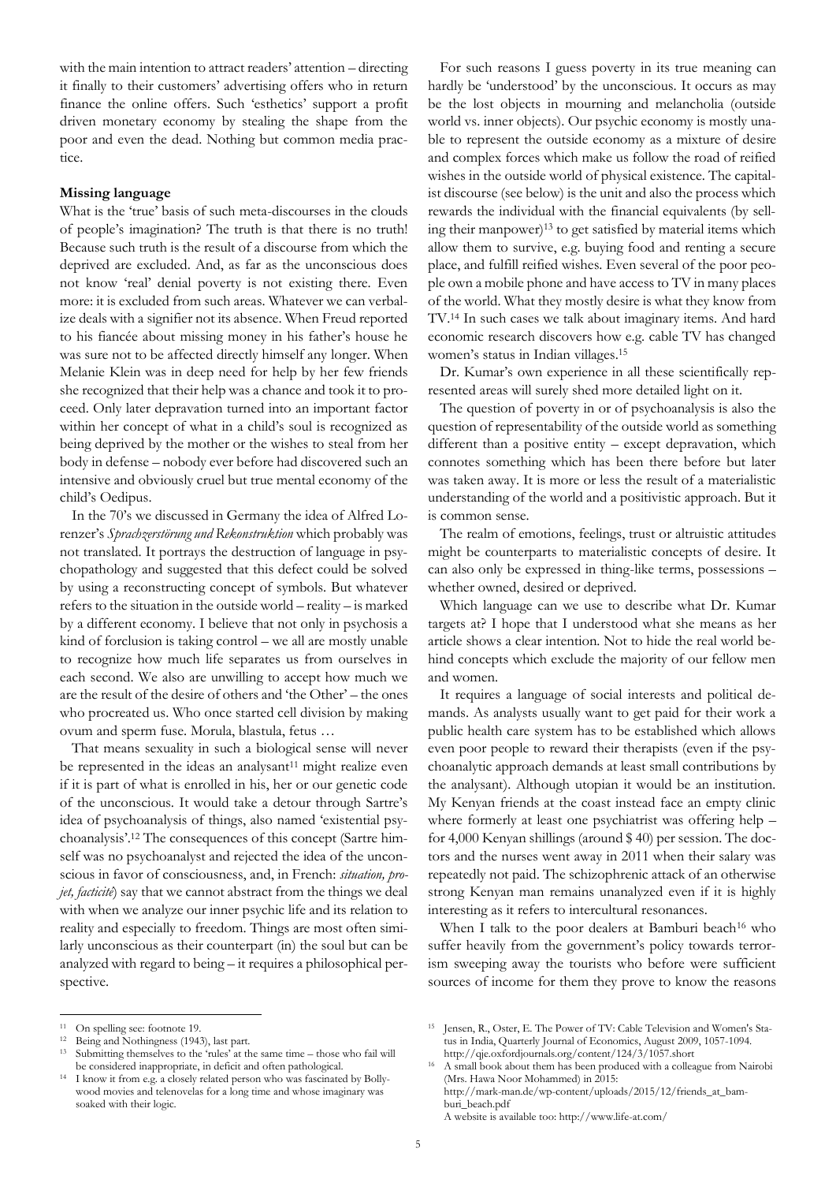with the main intention to attract readers' attention – directing it finally to their customers' advertising offers who in return finance the online offers. Such 'esthetics' support a profit driven monetary economy by stealing the shape from the poor and even the dead. Nothing but common media practice.

**Missing language**

What is the 'true' basis of such meta-discourses in the clouds of people's imagination? The truth is that there is no truth! Because such truth is the result of a discourse from which the deprived are excluded. And, as far as the unconscious does not know 'real' denial poverty is not existing there. Even more: it is excluded from such areas. Whatever we can verbalize deals with a signifier not its absence. When Freud reported to his fiancée about missing money in his father's house he was sure not to be affected directly himself any longer. When Melanie Klein was in deep need for help by her few friends she recognized that their help was a chance and took it to proceed. Only later depravation turned into an important factor within her concept of what in a child's soul is recognized as being deprived by the mother or the wishes to steal from her body in defense – nobody ever before had discovered such an intensive and obviously cruel but true mental economy of the child's Oedipus.

In the 70's we discussed in Germany the idea of Alfred Lorenzer's *Sprachzerstörung und Rekonstruktion* which probably was not translated. It portrays the destruction of language in psychopathology and suggested that this defect could be solved by using a reconstructing concept of symbols. But whatever refers to the situation in the outside world – reality – is marked by a different economy. I believe that not only in psychosis a kind of forclusion is taking control – we all are mostly unable to recognize how much life separates us from ourselves in each second. We also are unwilling to accept how much we are the result of the desire of others and 'the Other' – the ones who procreated us. Who once started cell division by making ovum and sperm fuse. Morula, blastula, fetus …

That means sexuality in such a biological sense will never be represented in the ideas an analysant[11] might realize even if it is part of what is enrolled in his, her or our genetic code of the unconscious. It would take a detour through Sartre's idea of psychoanalysis of things, also named 'existential psychoanalysis'.[12] The consequences of this concept (Sartre himself was no psychoanalyst and rejected the idea of the unconscious in favor of consciousness, and, in French: *situation, projet, facticité*) say that we cannot abstract from the things we deal with when we analyze our inner psychic life and its relation to reality and especially to freedom. Things are most often similarly unconscious as their counterpart (in) the soul but can be analyzed with regard to being – it requires a philosophical perspective.

For such reasons I guess poverty in its true meaning can hardly be 'understood' by the unconscious. It occurs as may be the lost objects in mourning and melancholia (outside world vs. inner objects). Our psychic economy is mostly unable to represent the outside economy as a mixture of desire and complex forces which make us follow the road of reified wishes in the outside world of physical existence. The capitalist discourse (see below) is the unit and also the process which rewards the individual with the financial equivalents (by selling their manpower)[13] to get satisfied by material items which allow them to survive, e.g. buying food and renting a secure place, and fulfill reified wishes. Even several of the poor people own a mobile phone and have access to TV in many places of the world. What they mostly desire is what they know from TV.[14] In such cases we talk about imaginary items. And hard economic research discovers how e.g. cable TV has changed women's status in Indian villages.[15]

Dr. Kumar's own experience in all these scientifically represented areas will surely shed more detailed light on it.

The question of poverty in or of psychoanalysis is also the question of representability of the outside world as something different than a positive entity – except depravation, which connotes something which has been there before but later was taken away. It is more or less the result of a materialistic understanding of the world and a positivistic approach. But it is common sense.

The realm of emotions, feelings, trust or altruistic attitudes might be counterparts to materialistic concepts of desire. It can also only be expressed in thing-like terms, possessions – whether owned, desired or deprived.

Which language can we use to describe what Dr. Kumar targets at? I hope that I understood what she means as her article shows a clear intention. Not to hide the real world behind concepts which exclude the majority of our fellow men and women.

It requires a language of social interests and political demands. As analysts usually want to get paid for their work a public health care system has to be established which allows even poor people to reward their therapists (even if the psychoanalytic approach demands at least small contributions by the analysant). Although utopian it would be an institution. My Kenyan friends at the coast instead face an empty clinic where formerly at least one psychiatrist was offering help – for 4,000 Kenyan shillings (around $ 40) per session. The doctors and the nurses went away in 2011 when their salary was repeatedly not paid. The schizophrenic attack of an otherwise strong Kenyan man remains unanalyzed even if it is highly interesting as it refers to intercultural resonances.

When I talk to the poor dealers at Bamburi beach[16] who suffer heavily from the government's policy towards terrorism sweeping away the tourists who before were sufficient sources of income for them they prove to know the reasons

---

[11] On spelling see: footnote 19.

[12] Being and Nothingness (1943), last part.

[13] Submitting themselves to the 'rules' at the same time – those who fail will be considered inappropriate, in deficit and often pathological.

[14] I know it from e.g. a closely related person who was fascinated by Bollywood movies and telenovelas for a long time and whose imaginary was soaked with their logic.

[15] Jensen, R., Oster, E. The Power of TV: Cable Television and Women's Status in India, Quarterly Journal of Economics, August 2009, 1057-1094. http://qje.oxfordjournals.org/content/124/3/1057.short

[16] A small book about them has been produced with a colleague from Nairobi (Mrs. Hawa Noor Mohammed) in 2015: http://mark-man.de/wp-content/uploads/2015/12/friends_at_bamburi_beach.pdf
A website is available too: http://www.life-at.com/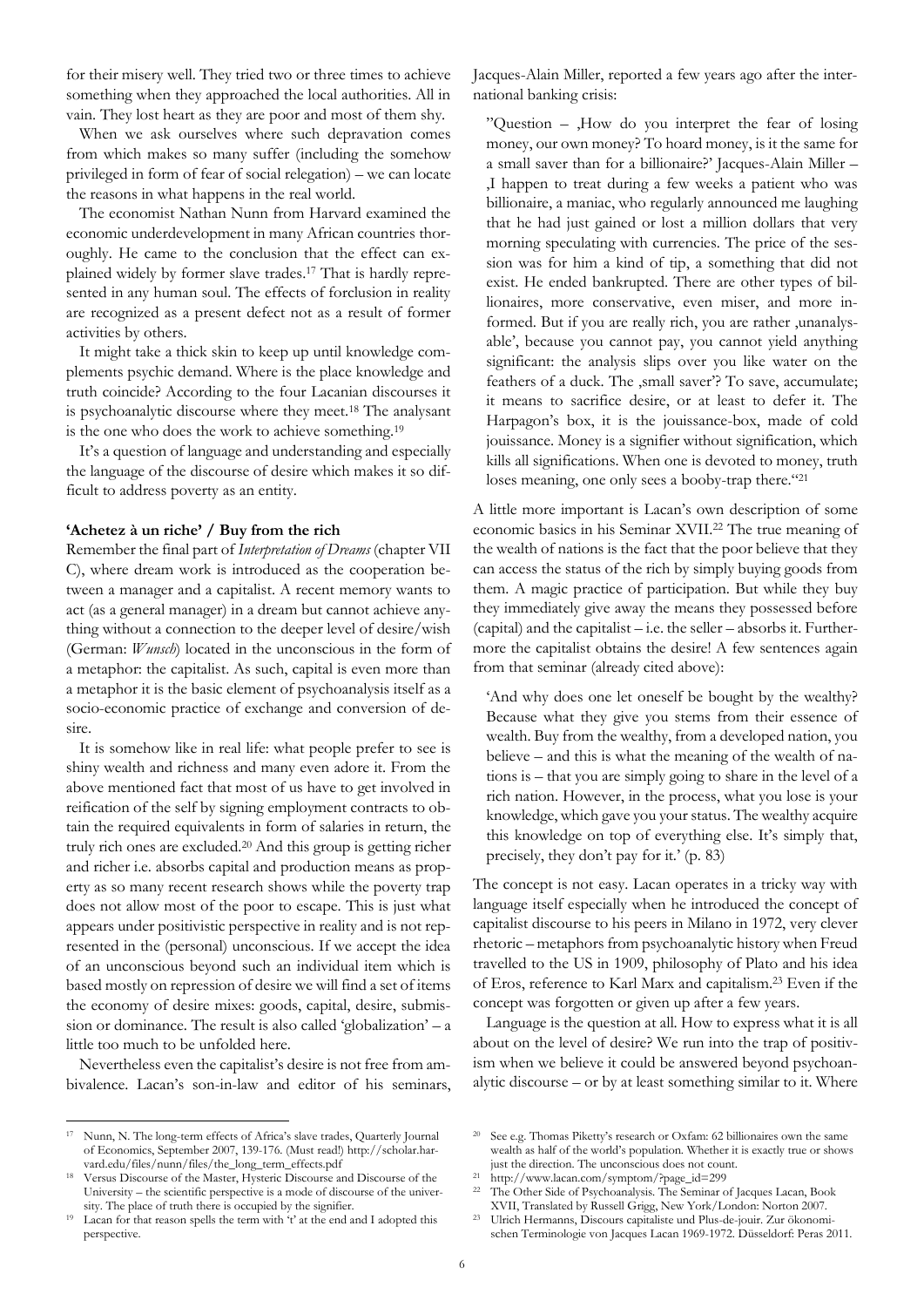for their misery well. They tried two or three times to achieve something when they approached the local authorities. All in vain. They lost heart as they are poor and most of them shy.

When we ask ourselves where such depravation comes from which makes so many suffer (including the somehow privileged in form of fear of social relegation) – we can locate the reasons in what happens in the real world.

The economist Nathan Nunn from Harvard examined the economic underdevelopment in many African countries thoroughly. He came to the conclusion that the effect can explained widely by former slave trades.[17] That is hardly represented in any human soul. The effects of forclusion in reality are recognized as a present defect not as a result of former activities by others.

It might take a thick skin to keep up until knowledge complements psychic demand. Where is the place knowledge and truth coincide? According to the four Lacanian discourses it is psychoanalytic discourse where they meet.[18] The analysant is the one who does the work to achieve something.[19]

It's a question of language and understanding and especially the language of the discourse of desire which makes it so difficult to address poverty as an entity.

**'Achetez à un riche' / Buy from the rich**

Remember the final part of *Interpretation of Dreams* (chapter VII C), where dream work is introduced as the cooperation between a manager and a capitalist. A recent memory wants to act (as a general manager) in a dream but cannot achieve anything without a connection to the deeper level of desire/wish (German: *Wunsch*) located in the unconscious in the form of a metaphor: the capitalist. As such, capital is even more than a metaphor it is the basic element of psychoanalysis itself as a socio-economic practice of exchange and conversion of desire.

It is somehow like in real life: what people prefer to see is shiny wealth and richness and many even adore it. From the above mentioned fact that most of us have to get involved in reification of the self by signing employment contracts to obtain the required equivalents in form of salaries in return, the truly rich ones are excluded.[20] And this group is getting richer and richer i.e. absorbs capital and production means as property as so many recent research shows while the poverty trap does not allow most of the poor to escape. This is just what appears under positivistic perspective in reality and is not represented in the (personal) unconscious. If we accept the idea of an unconscious beyond such an individual item which is based mostly on repression of desire we will find a set of items the economy of desire mixes: goods, capital, desire, submission or dominance. The result is also called 'globalization' – a little too much to be unfolded here.

Nevertheless even the capitalist's desire is not free from ambivalence. Lacan's son-in-law and editor of his seminars, Jacques-Alain Miller, reported a few years ago after the international banking crisis:

> "Question – ,How do you interpret the fear of losing money, our own money? To hoard money, is it the same for a small saver than for a billionaire?' Jacques-Alain Miller – ,I happen to treat during a few weeks a patient who was billionaire, a maniac, who regularly announced me laughing that he had just gained or lost a million dollars that very morning speculating with currencies. The price of the session was for him a kind of tip, a something that did not exist. He ended bankrupted. There are other types of billionaires, more conservative, even miser, and more informed. But if you are really rich, you are rather ,unanalysable', because you cannot pay, you cannot yield anything significant: the analysis slips over you like water on the feathers of a duck. The ,small saver'? To save, accumulate; it means to sacrifice desire, or at least to defer it. The Harpagon's box, it is the jouissance-box, made of cold jouissance. Money is a signifier without signification, which kills all significations. When one is devoted to money, truth loses meaning, one only sees a booby-trap there."[21]

A little more important is Lacan's own description of some economic basics in his Seminar XVII.[22] The true meaning of the wealth of nations is the fact that the poor believe that they can access the status of the rich by simply buying goods from them. A magic practice of participation. But while they buy they immediately give away the means they possessed before (capital) and the capitalist – i.e. the seller – absorbs it. Furthermore the capitalist obtains the desire! A few sentences again from that seminar (already cited above):

> 'And why does one let oneself be bought by the wealthy? Because what they give you stems from their essence of wealth. Buy from the wealthy, from a developed nation, you believe – and this is what the meaning of the wealth of nations is – that you are simply going to share in the level of a rich nation. However, in the process, what you lose is your knowledge, which gave you your status. The wealthy acquire this knowledge on top of everything else. It's simply that, precisely, they don't pay for it.' (p. 83)

The concept is not easy. Lacan operates in a tricky way with language itself especially when he introduced the concept of capitalist discourse to his peers in Milano in 1972, very clever rhetoric – metaphors from psychoanalytic history when Freud travelled to the US in 1909, philosophy of Plato and his idea of Eros, reference to Karl Marx and capitalism.[23] Even if the concept was forgotten or given up after a few years.

Language is the question at all. How to express what it is all about on the level of desire? We run into the trap of positivism when we believe it could be answered beyond psychoanalytic discourse – or by at least something similar to it. Where

---

[17] Nunn, N. The long-term effects of Africa's slave trades, Quarterly Journal of Economics, September 2007, 139-176. (Must read!) http://scholar.harvard.edu/files/nunn/files/the_long_term_effects.pdf

[18] Versus Discourse of the Master, Hysteric Discourse and Discourse of the University – the scientific perspective is a mode of discourse of the university. The place of truth there is occupied by the signifier.

[19] Lacan for that reason spells the term with 't' at the end and I adopted this perspective.

[20] See e.g. Thomas Piketty's research or Oxfam: 62 billionaires own the same wealth as half of the world's population. Whether it is exactly true or shows just the direction. The unconscious does not count.

[21] http://www.lacan.com/symptom/?page_id=299

[22] The Other Side of Psychoanalysis. The Seminar of Jacques Lacan, Book XVII, Translated by Russell Grigg, New York/London: Norton 2007.

[23] Ulrich Hermanns, Discours capitaliste und Plus-de-jouir. Zur ökonomischen Terminologie von Jacques Lacan 1969-1972. Düsseldorf: Peras 2011.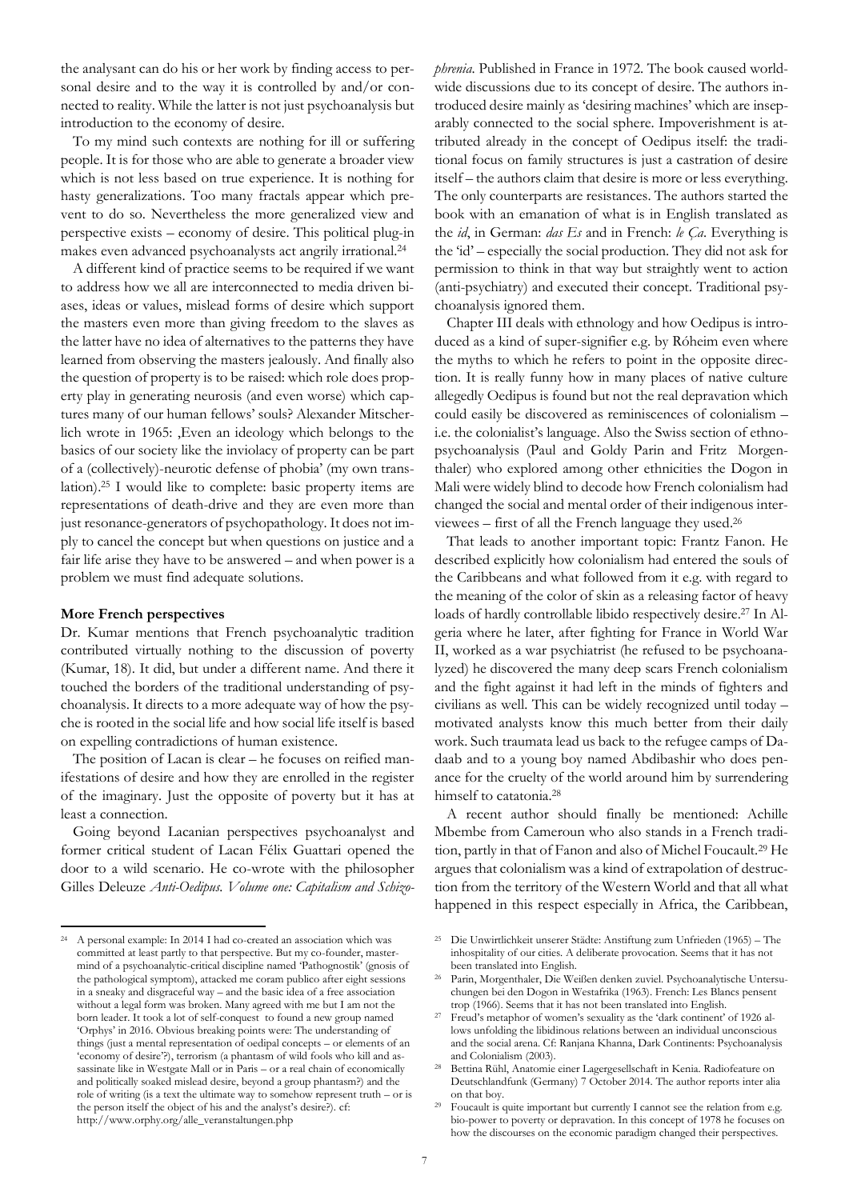the analysant can do his or her work by finding access to personal desire and to the way it is controlled by and/or connected to reality. While the latter is not just psychoanalysis but introduction to the economy of desire.

To my mind such contexts are nothing for ill or suffering people. It is for those who are able to generate a broader view which is not less based on true experience. It is nothing for hasty generalizations. Too many fractals appear which prevent to do so. Nevertheless the more generalized view and perspective exists – economy of desire. This political plug-in makes even advanced psychoanalysts act angrily irrational.[24]

A different kind of practice seems to be required if we want to address how we all are interconnected to media driven biases, ideas or values, mislead forms of desire which support the masters even more than giving freedom to the slaves as the latter have no idea of alternatives to the patterns they have learned from observing the masters jealously. And finally also the question of property is to be raised: which role does property play in generating neurosis (and even worse) which captures many of our human fellows' souls? Alexander Mitscherlich wrote in 1965: ‚Even an ideology which belongs to the basics of our society like the inviolacy of property can be part of a (collectively)-neurotic defense of phobia' (my own translation).[25] I would like to complete: basic property items are representations of death-drive and they are even more than just resonance-generators of psychopathology. It does not imply to cancel the concept but when questions on justice and a fair life arise they have to be answered – and when power is a problem we must find adequate solutions.

**More French perspectives**

Dr. Kumar mentions that French psychoanalytic tradition contributed virtually nothing to the discussion of poverty (Kumar, 18). It did, but under a different name. And there it touched the borders of the traditional understanding of psychoanalysis. It directs to a more adequate way of how the psyche is rooted in the social life and how social life itself is based on expelling contradictions of human existence.

The position of Lacan is clear – he focuses on reified manifestations of desire and how they are enrolled in the register of the imaginary. Just the opposite of poverty but it has at least a connection.

Going beyond Lacanian perspectives psychoanalyst and former critical student of Lacan Félix Guattari opened the door to a wild scenario. He co-wrote with the philosopher Gilles Deleuze *Anti-Oedipus. Volume one: Capitalism and Schizophrenia*. Published in France in 1972. The book caused worldwide discussions due to its concept of desire. The authors introduced desire mainly as 'desiring machines' which are inseparably connected to the social sphere. Impoverishment is attributed already in the concept of Oedipus itself: the traditional focus on family structures is just a castration of desire itself – the authors claim that desire is more or less everything. The only counterparts are resistances. The authors started the book with an emanation of what is in English translated as the *id*, in German: *das Es* and in French: *le Ça*. Everything is the 'id' – especially the social production. They did not ask for permission to think in that way but straightly went to action (anti-psychiatry) and executed their concept. Traditional psychoanalysis ignored them.

Chapter III deals with ethnology and how Oedipus is introduced as a kind of super-signifier e.g. by Róheim even where the myths to which he refers to point in the opposite direction. It is really funny how in many places of native culture allegedly Oedipus is found but not the real depravation which could easily be discovered as reminiscences of colonialism – i.e. the colonialist's language. Also the Swiss section of ethnopsychoanalysis (Paul and Goldy Parin and Fritz Morgenthaler) who explored among other ethnicities the Dogon in Mali were widely blind to decode how French colonialism had changed the social and mental order of their indigenous interviewees – first of all the French language they used.[26]

That leads to another important topic: Frantz Fanon. He described explicitly how colonialism had entered the souls of the Caribbeans and what followed from it e.g. with regard to the meaning of the color of skin as a releasing factor of heavy loads of hardly controllable libido respectively desire.[27] In Algeria where he later, after fighting for France in World War II, worked as a war psychiatrist (he refused to be psychoanalyzed) he discovered the many deep scars French colonialism and the fight against it had left in the minds of fighters and civilians as well. This can be widely recognized until today – motivated analysts know this much better from their daily work. Such traumata lead us back to the refugee camps of Dadaab and to a young boy named Abdibashir who does penance for the cruelty of the world around him by surrendering himself to catatonia.[28]

A recent author should finally be mentioned: Achille Mbembe from Cameroun who also stands in a French tradition, partly in that of Fanon and also of Michel Foucault.[29] He argues that colonialism was a kind of extrapolation of destruction from the territory of the Western World and that all what happened in this respect especially in Africa, the Caribbean,

---

[24] A personal example: In 2014 I had co-created an association which was committed at least partly to that perspective. But my co-founder, mastermind of a psychoanalytic-critical discipline named 'Pathognostik' (gnosis of the pathological symptom), attacked me coram publico after eight sessions in a sneaky and disgraceful way – and the basic idea of a free association without a legal form was broken. Many agreed with me but I am not the born leader. It took a lot of self-conquest to found a new group named 'Orphys' in 2016. Obvious breaking points were: The understanding of things (just a mental representation of oedipal concepts – or elements of an 'economy of desire'?), terrorism (a phantasm of wild fools who kill and assassinate like in Westgate Mall or in Paris – or a real chain of economically and politically soaked mislead desire, beyond a group phantasm?) and the role of writing (is a text the ultimate way to somehow represent truth – or is the person itself the object of his and the analyst's desire?). cf: http://www.orphy.org/alle_veranstaltungen.php

[25] Die Unwirtlichkeit unserer Städte: Anstiftung zum Unfrieden (1965) – The inhospitality of our cities. A deliberate provocation. Seems that it has not been translated into English.

[26] Parin, Morgenthaler, Die Weißen denken zuviel. Psychoanalytische Untersuchungen bei den Dogon in Westafrika (1963). French: Les Blancs pensent trop (1966). Seems that it has not been translated into English.

[27] Freud's metaphor of women's sexuality as the 'dark continent' of 1926 allows unfolding the libidinous relations between an individual unconscious and the social arena. Cf: Ranjana Khanna, Dark Continents: Psychoanalysis and Colonialism (2003).

[28] Bettina Rühl, Anatomie einer Lagergesellschaft in Kenia. Radiofeature on Deutschlandfunk (Germany) 7 October 2014. The author reports inter alia on that boy.

[29] Foucault is quite important but currently I cannot see the relation from e.g. bio-power to poverty or depravation. In this concept of 1978 he focuses on how the discourses on the economic paradigm changed their perspectives.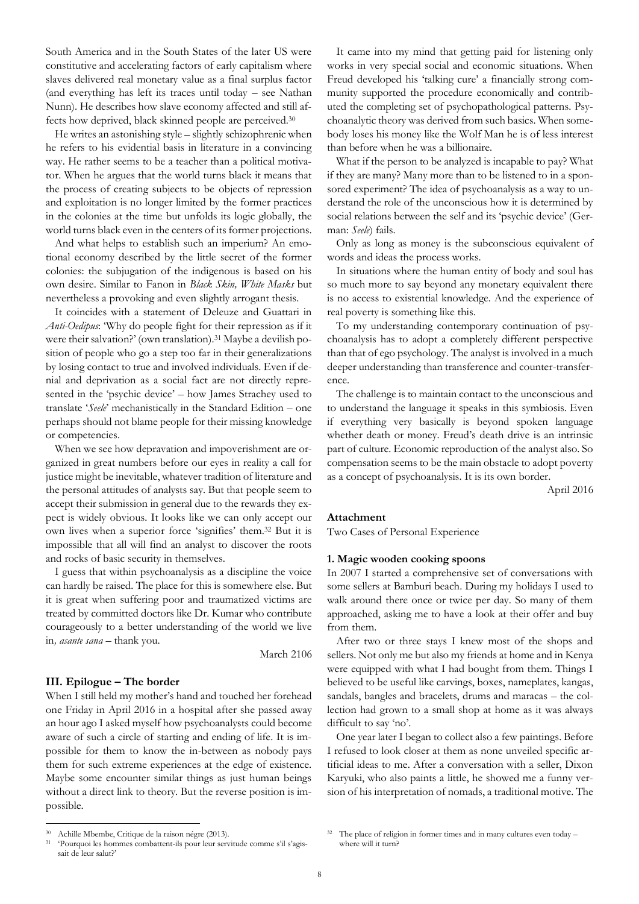South America and in the South States of the later US were constitutive and accelerating factors of early capitalism where slaves delivered real monetary value as a final surplus factor (and everything has left its traces until today – see Nathan Nunn). He describes how slave economy affected and still affects how deprived, black skinned people are perceived.[30]

He writes an astonishing style – slightly schizophrenic when he refers to his evidential basis in literature in a convincing way. He rather seems to be a teacher than a political motivator. When he argues that the world turns black it means that the process of creating subjects to be objects of repression and exploitation is no longer limited by the former practices in the colonies at the time but unfolds its logic globally, the world turns black even in the centers of its former projections.

And what helps to establish such an imperium? An emotional economy described by the little secret of the former colonies: the subjugation of the indigenous is based on his own desire. Similar to Fanon in *Black Skin, White Masks* but nevertheless a provoking and even slightly arrogant thesis.

It coincides with a statement of Deleuze and Guattari in *Anti-Oedipus*: 'Why do people fight for their repression as if it were their salvation?' (own translation).[31] Maybe a devilish position of people who go a step too far in their generalizations by losing contact to true and involved individuals. Even if denial and deprivation as a social fact are not directly represented in the 'psychic device' – how James Strachey used to translate '*Seele*' mechanistically in the Standard Edition – one perhaps should not blame people for their missing knowledge or competencies.

When we see how depravation and impoverishment are organized in great numbers before our eyes in reality a call for justice might be inevitable, whatever tradition of literature and the personal attitudes of analysts say. But that people seem to accept their submission in general due to the rewards they expect is widely obvious. It looks like we can only accept our own lives when a superior force 'signifies' them.[32] But it is impossible that all will find an analyst to discover the roots and rocks of basic security in themselves.

I guess that within psychoanalysis as a discipline the voice can hardly be raised. The place for this is somewhere else. But it is great when suffering poor and traumatized victims are treated by committed doctors like Dr. Kumar who contribute courageously to a better understanding of the world we live in, *asante sana* – thank you.

March 2106

### III. Epilogue – The border

When I still held my mother's hand and touched her forehead one Friday in April 2016 in a hospital after she passed away an hour ago I asked myself how psychoanalysts could become aware of such a circle of starting and ending of life. It is impossible for them to know the in-between as nobody pays them for such extreme experiences at the edge of existence. Maybe some encounter similar things as just human beings without a direct link to theory. But the reverse position is impossible.

It came into my mind that getting paid for listening only works in very special social and economic situations. When Freud developed his 'talking cure' a financially strong community supported the procedure economically and contributed the completing set of psychopathological patterns. Psychoanalytic theory was derived from such basics. When somebody loses his money like the Wolf Man he is of less interest than before when he was a billionaire.

What if the person to be analyzed is incapable to pay? What if they are many? Many more than to be listened to in a sponsored experiment? The idea of psychoanalysis as a way to understand the role of the unconscious how it is determined by social relations between the self and its 'psychic device' (German: *Seele*) fails.

Only as long as money is the subconscious equivalent of words and ideas the process works.

In situations where the human entity of body and soul has so much more to say beyond any monetary equivalent there is no access to existential knowledge. And the experience of real poverty is something like this.

To my understanding contemporary continuation of psychoanalysis has to adopt a completely different perspective than that of ego psychology. The analyst is involved in a much deeper understanding than transference and counter-transference.

The challenge is to maintain contact to the unconscious and to understand the language it speaks in this symbiosis. Even if everything very basically is beyond spoken language whether death or money. Freud's death drive is an intrinsic part of culture. Economic reproduction of the analyst also. So compensation seems to be the main obstacle to adopt poverty as a concept of psychoanalysis. It is its own border.

April 2016

### Attachment

Two Cases of Personal Experience

#### 1. Magic wooden cooking spoons

In 2007 I started a comprehensive set of conversations with some sellers at Bamburi beach. During my holidays I used to walk around there once or twice per day. So many of them approached, asking me to have a look at their offer and buy from them.

After two or three stays I knew most of the shops and sellers. Not only me but also my friends at home and in Kenya were equipped with what I had bought from them. Things I believed to be useful like carvings, boxes, nameplates, kangas, sandals, bangles and bracelets, drums and maracas – the collection had grown to a small shop at home as it was always difficult to say 'no'.

One year later I began to collect also a few paintings. Before I refused to look closer at them as none unveiled specific artificial ideas to me. After a conversation with a seller, Dixon Karyuki, who also paints a little, he showed me a funny version of his interpretation of nomads, a traditional motive. The

---

[30] Achille Mbembe, Critique de la raison négre (2013).

[31] 'Pourquoi les hommes combattent-ils pour leur servitude comme s'il s'agissait de leur salut?'

[32] The place of religion in former times and in many cultures even today – where will it turn?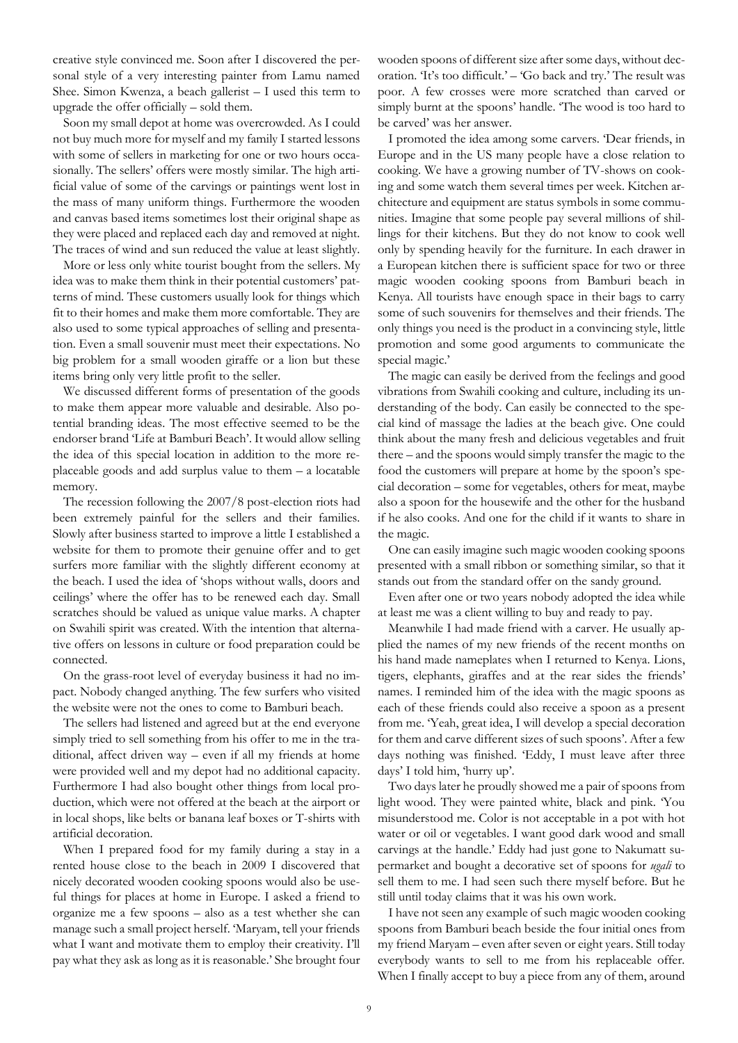creative style convinced me. Soon after I discovered the personal style of a very interesting painter from Lamu named Shee. Simon Kwenza, a beach gallerist – I used this term to upgrade the offer officially – sold them.

Soon my small depot at home was overcrowded. As I could not buy much more for myself and my family I started lessons with some of sellers in marketing for one or two hours occasionally. The sellers' offers were mostly similar. The high artificial value of some of the carvings or paintings went lost in the mass of many uniform things. Furthermore the wooden and canvas based items sometimes lost their original shape as they were placed and replaced each day and removed at night. The traces of wind and sun reduced the value at least slightly.

More or less only white tourist bought from the sellers. My idea was to make them think in their potential customers' patterns of mind. These customers usually look for things which fit to their homes and make them more comfortable. They are also used to some typical approaches of selling and presentation. Even a small souvenir must meet their expectations. No big problem for a small wooden giraffe or a lion but these items bring only very little profit to the seller.

We discussed different forms of presentation of the goods to make them appear more valuable and desirable. Also potential branding ideas. The most effective seemed to be the endorser brand 'Life at Bamburi Beach'. It would allow selling the idea of this special location in addition to the more replaceable goods and add surplus value to them – a locatable memory.

The recession following the 2007/8 post-election riots had been extremely painful for the sellers and their families. Slowly after business started to improve a little I established a website for them to promote their genuine offer and to get surfers more familiar with the slightly different economy at the beach. I used the idea of 'shops without walls, doors and ceilings' where the offer has to be renewed each day. Small scratches should be valued as unique value marks. A chapter on Swahili spirit was created. With the intention that alternative offers on lessons in culture or food preparation could be connected.

On the grass-root level of everyday business it had no impact. Nobody changed anything. The few surfers who visited the website were not the ones to come to Bamburi beach.

The sellers had listened and agreed but at the end everyone simply tried to sell something from his offer to me in the traditional, affect driven way – even if all my friends at home were provided well and my depot had no additional capacity. Furthermore I had also bought other things from local production, which were not offered at the beach at the airport or in local shops, like belts or banana leaf boxes or T-shirts with artificial decoration.

When I prepared food for my family during a stay in a rented house close to the beach in 2009 I discovered that nicely decorated wooden cooking spoons would also be useful things for places at home in Europe. I asked a friend to organize me a few spoons – also as a test whether she can manage such a small project herself. 'Maryam, tell your friends what I want and motivate them to employ their creativity. I'll pay what they ask as long as it is reasonable.' She brought four wooden spoons of different size after some days, without decoration. 'It's too difficult.' – 'Go back and try.' The result was poor. A few crosses were more scratched than carved or simply burnt at the spoons' handle. 'The wood is too hard to be carved' was her answer.

I promoted the idea among some carvers. 'Dear friends, in Europe and in the US many people have a close relation to cooking. We have a growing number of TV-shows on cooking and some watch them several times per week. Kitchen architecture and equipment are status symbols in some communities. Imagine that some people pay several millions of shillings for their kitchens. But they do not know to cook well only by spending heavily for the furniture. In each drawer in a European kitchen there is sufficient space for two or three magic wooden cooking spoons from Bamburi beach in Kenya. All tourists have enough space in their bags to carry some of such souvenirs for themselves and their friends. The only things you need is the product in a convincing style, little promotion and some good arguments to communicate the special magic.'

The magic can easily be derived from the feelings and good vibrations from Swahili cooking and culture, including its understanding of the body. Can easily be connected to the special kind of massage the ladies at the beach give. One could think about the many fresh and delicious vegetables and fruit there – and the spoons would simply transfer the magic to the food the customers will prepare at home by the spoon's special decoration – some for vegetables, others for meat, maybe also a spoon for the housewife and the other for the husband if he also cooks. And one for the child if it wants to share in the magic.

One can easily imagine such magic wooden cooking spoons presented with a small ribbon or something similar, so that it stands out from the standard offer on the sandy ground.

Even after one or two years nobody adopted the idea while at least me was a client willing to buy and ready to pay.

Meanwhile I had made friend with a carver. He usually applied the names of my new friends of the recent months on his hand made nameplates when I returned to Kenya. Lions, tigers, elephants, giraffes and at the rear sides the friends' names. I reminded him of the idea with the magic spoons as each of these friends could also receive a spoon as a present from me. 'Yeah, great idea, I will develop a special decoration for them and carve different sizes of such spoons'. After a few days nothing was finished. 'Eddy, I must leave after three days' I told him, 'hurry up'.

Two days later he proudly showed me a pair of spoons from light wood. They were painted white, black and pink. 'You misunderstood me. Color is not acceptable in a pot with hot water or oil or vegetables. I want good dark wood and small carvings at the handle.' Eddy had just gone to Nakumatt supermarket and bought a decorative set of spoons for *ugali* to sell them to me. I had seen such there myself before. But he still until today claims that it was his own work.

I have not seen any example of such magic wooden cooking spoons from Bamburi beach beside the four initial ones from my friend Maryam – even after seven or eight years. Still today everybody wants to sell to me from his replaceable offer. When I finally accept to buy a piece from any of them, around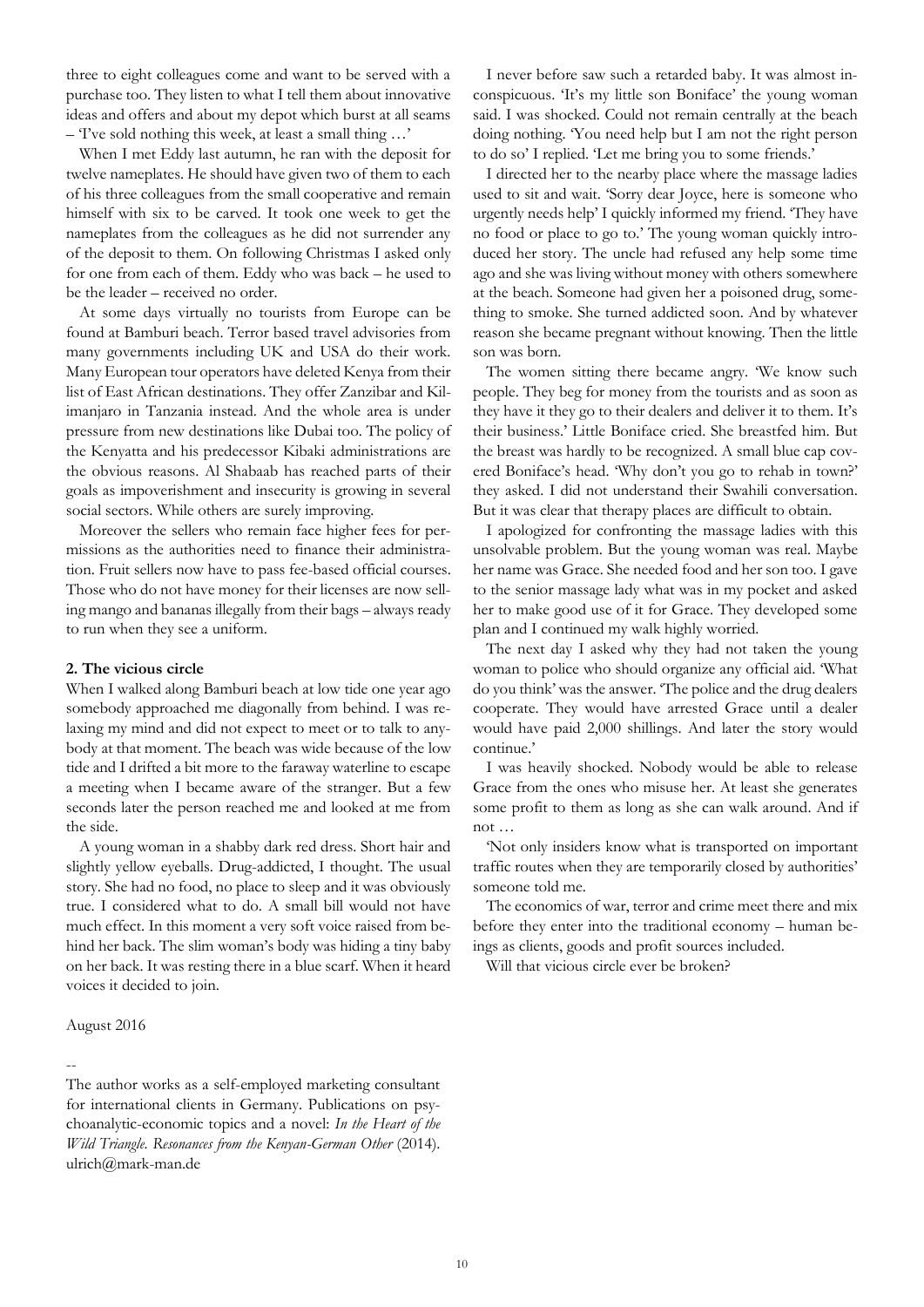three to eight colleagues come and want to be served with a purchase too. They listen to what I tell them about innovative ideas and offers and about my depot which burst at all seams – 'I've sold nothing this week, at least a small thing …'

When I met Eddy last autumn, he ran with the deposit for twelve nameplates. He should have given two of them to each of his three colleagues from the small cooperative and remain himself with six to be carved. It took one week to get the nameplates from the colleagues as he did not surrender any of the deposit to them. On following Christmas I asked only for one from each of them. Eddy who was back – he used to be the leader – received no order.

At some days virtually no tourists from Europe can be found at Bamburi beach. Terror based travel advisories from many governments including UK and USA do their work. Many European tour operators have deleted Kenya from their list of East African destinations. They offer Zanzibar and Kilimanjaro in Tanzania instead. And the whole area is under pressure from new destinations like Dubai too. The policy of the Kenyatta and his predecessor Kibaki administrations are the obvious reasons. Al Shabaab has reached parts of their goals as impoverishment and insecurity is growing in several social sectors. While others are surely improving.

Moreover the sellers who remain face higher fees for permissions as the authorities need to finance their administration. Fruit sellers now have to pass fee-based official courses. Those who do not have money for their licenses are now selling mango and bananas illegally from their bags – always ready to run when they see a uniform.

**2. The vicious circle**

When I walked along Bamburi beach at low tide one year ago somebody approached me diagonally from behind. I was relaxing my mind and did not expect to meet or to talk to anybody at that moment. The beach was wide because of the low tide and I drifted a bit more to the faraway waterline to escape a meeting when I became aware of the stranger. But a few seconds later the person reached me and looked at me from the side.

A young woman in a shabby dark red dress. Short hair and slightly yellow eyeballs. Drug-addicted, I thought. The usual story. She had no food, no place to sleep and it was obviously true. I considered what to do. A small bill would not have much effect. In this moment a very soft voice raised from behind her back. The slim woman's body was hiding a tiny baby on her back. It was resting there in a blue scarf. When it heard voices it decided to join.

I never before saw such a retarded baby. It was almost inconspicuous. 'It's my little son Boniface' the young woman said. I was shocked. Could not remain centrally at the beach doing nothing. 'You need help but I am not the right person to do so' I replied. 'Let me bring you to some friends.'

I directed her to the nearby place where the massage ladies used to sit and wait. 'Sorry dear Joyce, here is someone who urgently needs help' I quickly informed my friend. 'They have no food or place to go to.' The young woman quickly introduced her story. The uncle had refused any help some time ago and she was living without money with others somewhere at the beach. Someone had given her a poisoned drug, something to smoke. She turned addicted soon. And by whatever reason she became pregnant without knowing. Then the little son was born.

The women sitting there became angry. 'We know such people. They beg for money from the tourists and as soon as they have it they go to their dealers and deliver it to them. It's their business.' Little Boniface cried. She breastfed him. But the breast was hardly to be recognized. A small blue cap covered Boniface's head. 'Why don't you go to rehab in town?' they asked. I did not understand their Swahili conversation. But it was clear that therapy places are difficult to obtain.

I apologized for confronting the massage ladies with this unsolvable problem. But the young woman was real. Maybe her name was Grace. She needed food and her son too. I gave to the senior massage lady what was in my pocket and asked her to make good use of it for Grace. They developed some plan and I continued my walk highly worried.

The next day I asked why they had not taken the young woman to police who should organize any official aid. 'What do you think' was the answer. 'The police and the drug dealers cooperate. They would have arrested Grace until a dealer would have paid 2,000 shillings. And later the story would continue.'

I was heavily shocked. Nobody would be able to release Grace from the ones who misuse her. At least she generates some profit to them as long as she can walk around. And if not …

'Not only insiders know what is transported on important traffic routes when they are temporarily closed by authorities' someone told me.

The economics of war, terror and crime meet there and mix before they enter into the traditional economy – human beings as clients, goods and profit sources included.

Will that vicious circle ever be broken?

August 2016

--

The author works as a self-employed marketing consultant for international clients in Germany. Publications on psychoanalytic-economic topics and a novel: *In the Heart of the Wild Triangle. Resonances from the Kenyan-German Other* (2014). ulrich@mark-man.de